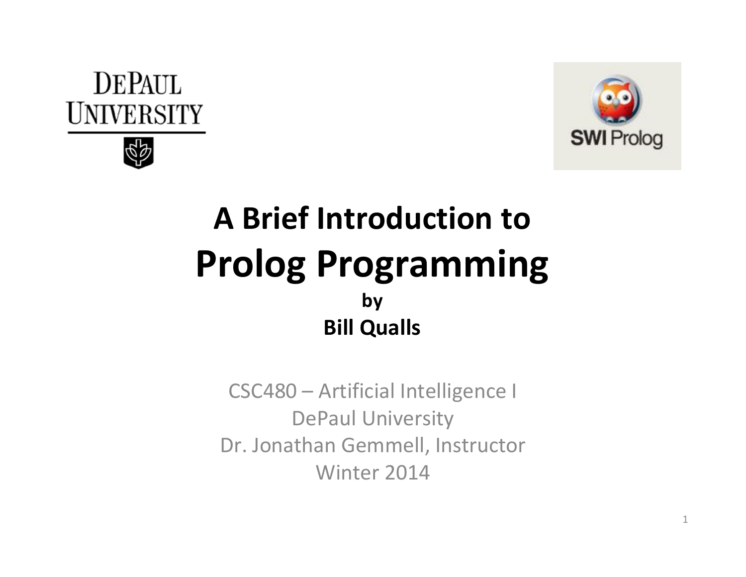# A Brief Introduction to Prolog Programming

**by**

**Bill Qualls**

CSC480 – Artificial Intelligence I
DePaul University
Dr. Jonathan Gemmell, Instructor
Winter 2014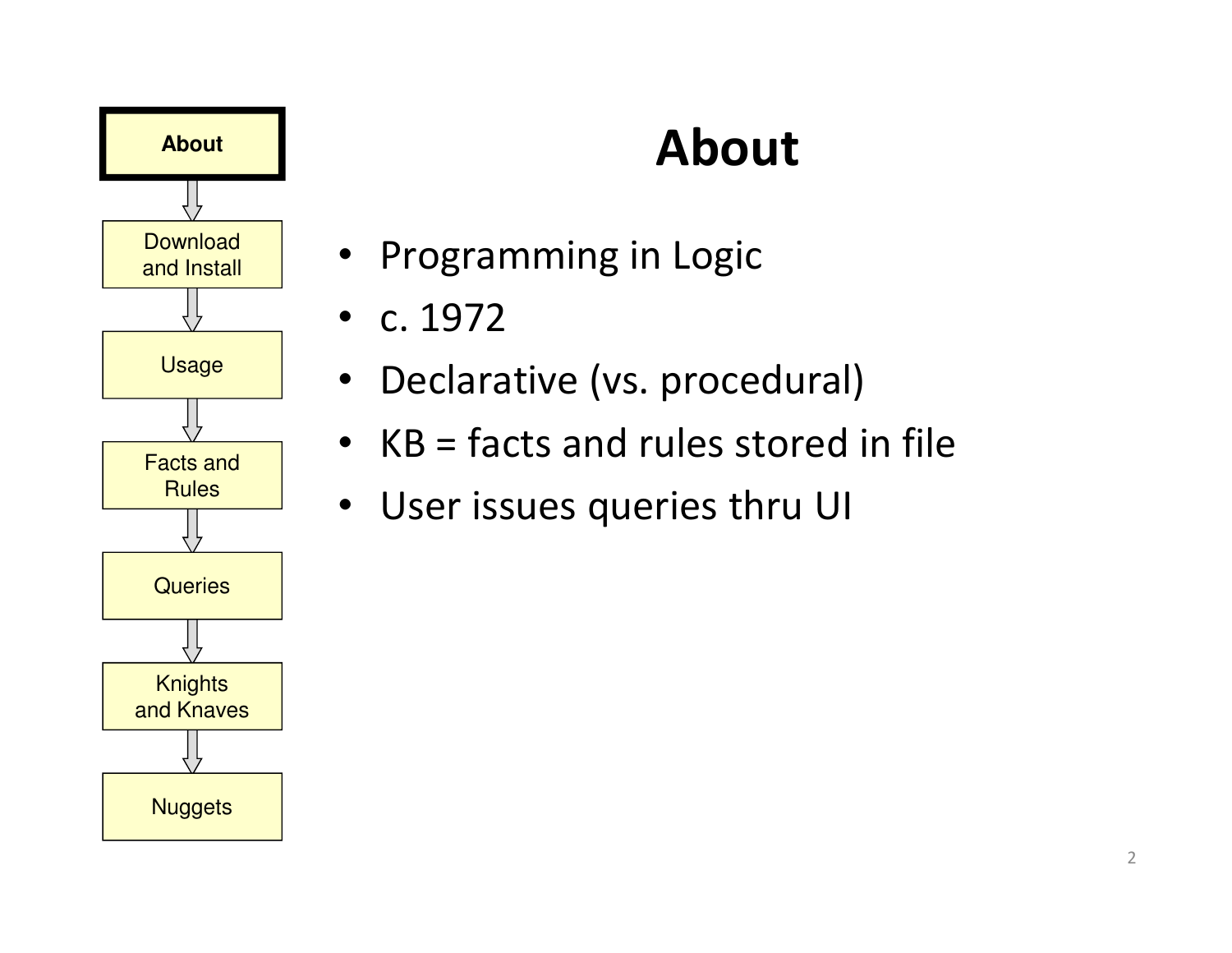- About
- Download and Install
- Usage
- Facts and Rules
- Queries
- Knights and Knaves
- Nuggets

# About

- Programming in Logic
- c. 1972
- Declarative (vs. procedural)
- KB = facts and rules stored in file
- User issues queries thru UI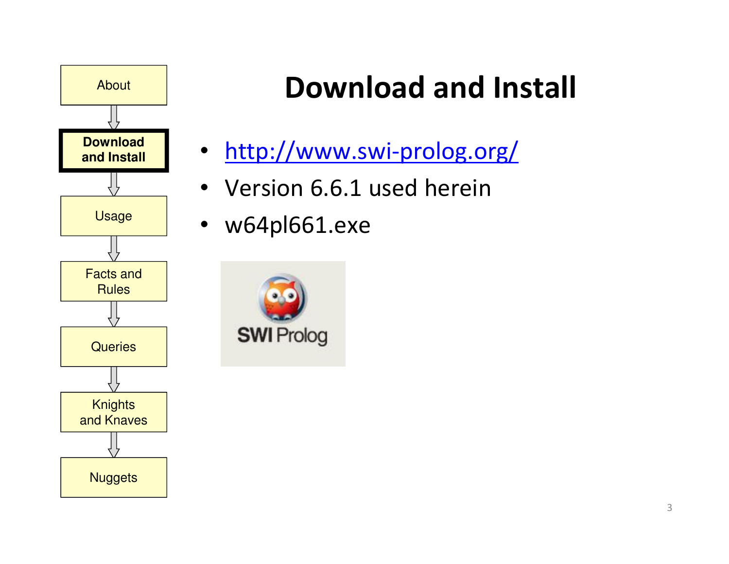- About
- **Download and Install**
- Usage
- Facts and Rules
- Queries
- Knights and Knaves
- Nuggets

# Download and Install

- http://www.swi-prolog.org/
- Version 6.6.1 used herein
- w64pl661.exe

SWI Prolog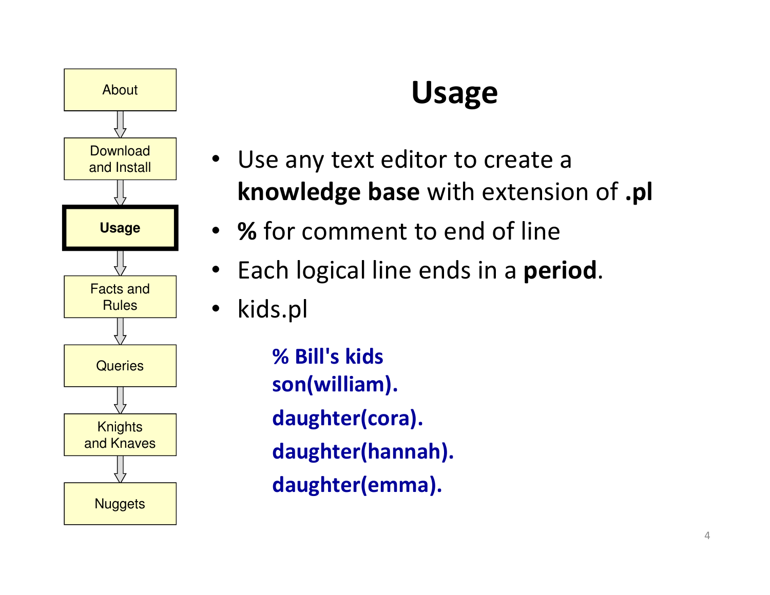About → Download and Install → **Usage** → Facts and Rules → Queries → Knights and Knaves → Nuggets

# Usage

- Use any text editor to create a **knowledge base** with extension of **.pl**
- **%** for comment to end of line
- Each logical line ends in a **period**.
- kids.pl

```
% Bill's kids
son(william).
daughter(cora).
daughter(hannah).
daughter(emma).
```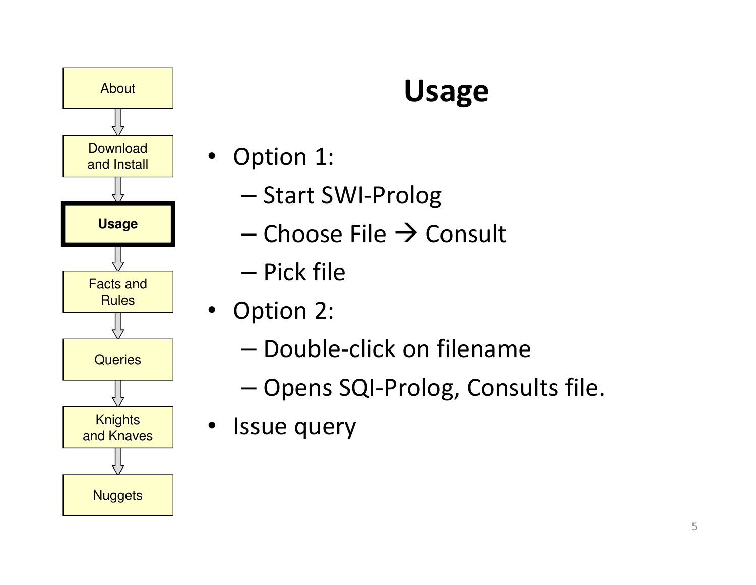About → Download and Install → **Usage** → Facts and Rules → Queries → Knights and Knaves → Nuggets

# Usage

- Option 1:
  - Start SWI-Prolog
  - Choose File → Consult
  - Pick file
- Option 2:
  - Double-click on filename
  - Opens SQI-Prolog, Consults file.
- Issue query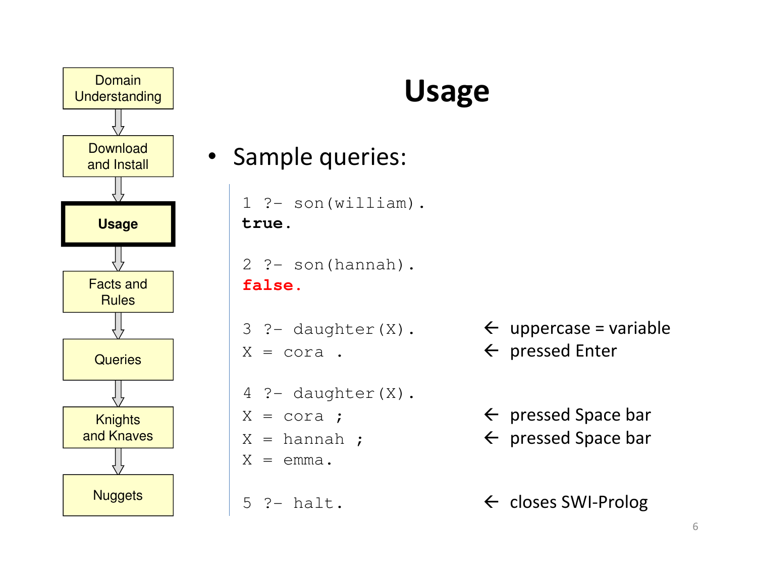Domain Understanding → Download and Install → **Usage** → Facts and Rules → Queries → Knights and Knaves → Nuggets

# Usage

- Sample queries:

```
1 ?- son(william).
true.

2 ?- son(hannah).
false.

3 ?- daughter(X).        ← uppercase = variable
X = cora .               ← pressed Enter

4 ?- daughter(X).
X = cora ;               ← pressed Space bar
X = hannah ;             ← pressed Space bar
X = emma.

5 ?- halt.               ← closes SWI-Prolog
```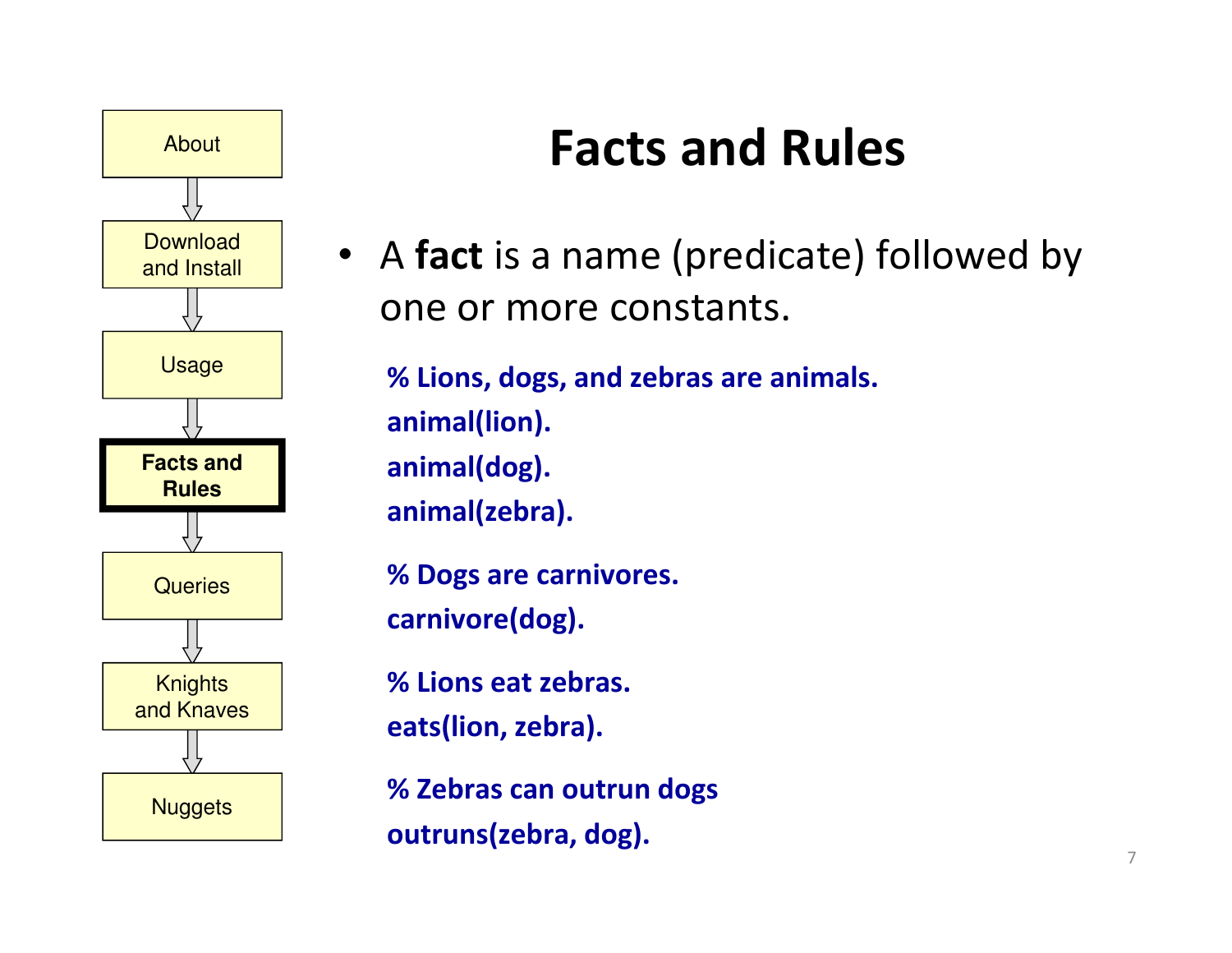- About
- Download and Install
- Usage
- **Facts and Rules**
- Queries
- Knights and Knaves
- Nuggets

# Facts and Rules

- A **fact** is a name (predicate) followed by one or more constants.

```
% Lions, dogs, and zebras are animals.
animal(lion).
animal(dog).
animal(zebra).

% Dogs are carnivores.
carnivore(dog).

% Lions eat zebras.
eats(lion, zebra).

% Zebras can outrun dogs
outruns(zebra, dog).
```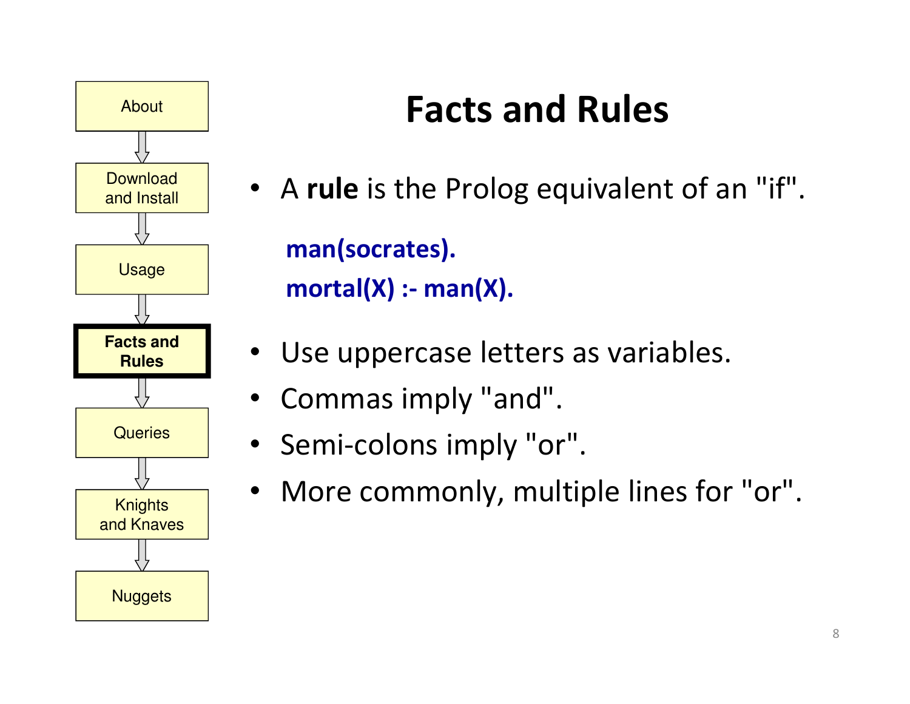# Facts and Rules

- A **rule** is the Prolog equivalent of an "if".

```
man(socrates).
mortal(X) :- man(X).
```

- Use uppercase letters as variables.
- Commas imply "and".
- Semi-colons imply "or".
- More commonly, multiple lines for "or".

About → Download and Install → Usage → **Facts and Rules** → Queries → Knights and Knaves → Nuggets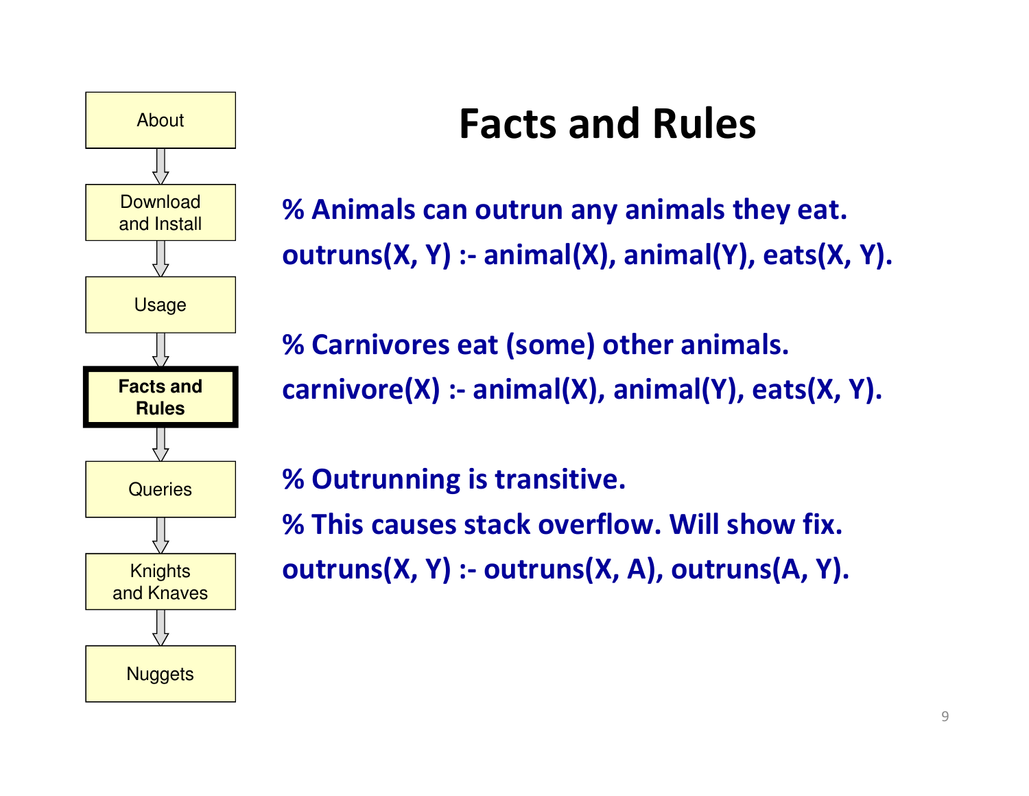# Facts and Rules

```
% Animals can outrun any animals they eat.
outruns(X, Y) :- animal(X), animal(Y), eats(X, Y).

% Carnivores eat (some) other animals.
carnivore(X) :- animal(X), animal(Y), eats(X, Y).

% Outrunning is transitive.
% This causes stack overflow. Will show fix.
outruns(X, Y) :- outruns(X, A), outruns(A, Y).
```

- About
- Download and Install
- Usage
- **Facts and Rules**
- Queries
- Knights and Knaves
- Nuggets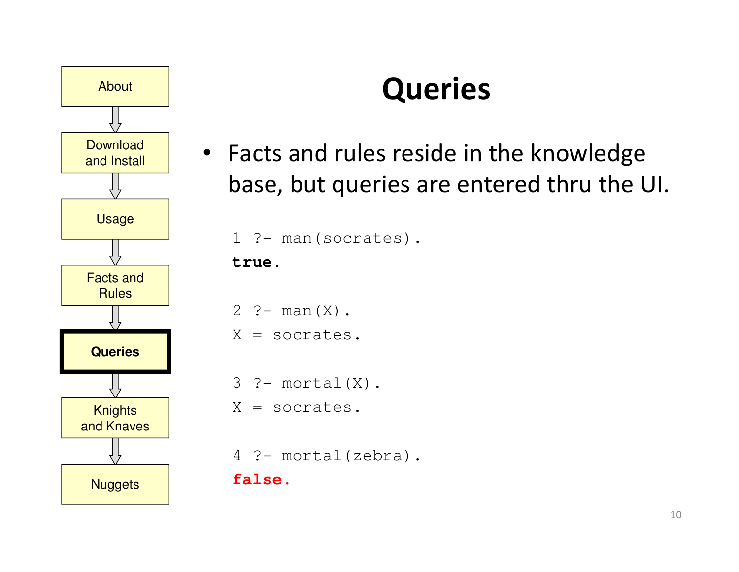About → Download and Install → Usage → Facts and Rules → **Queries** → Knights and Knaves → Nuggets

# Queries

- Facts and rules reside in the knowledge base, but queries are entered thru the UI.

```
1 ?- man(socrates).
true.

2 ?- man(X).
X = socrates.

3 ?- mortal(X).
X = socrates.

4 ?- mortal(zebra).
false.
```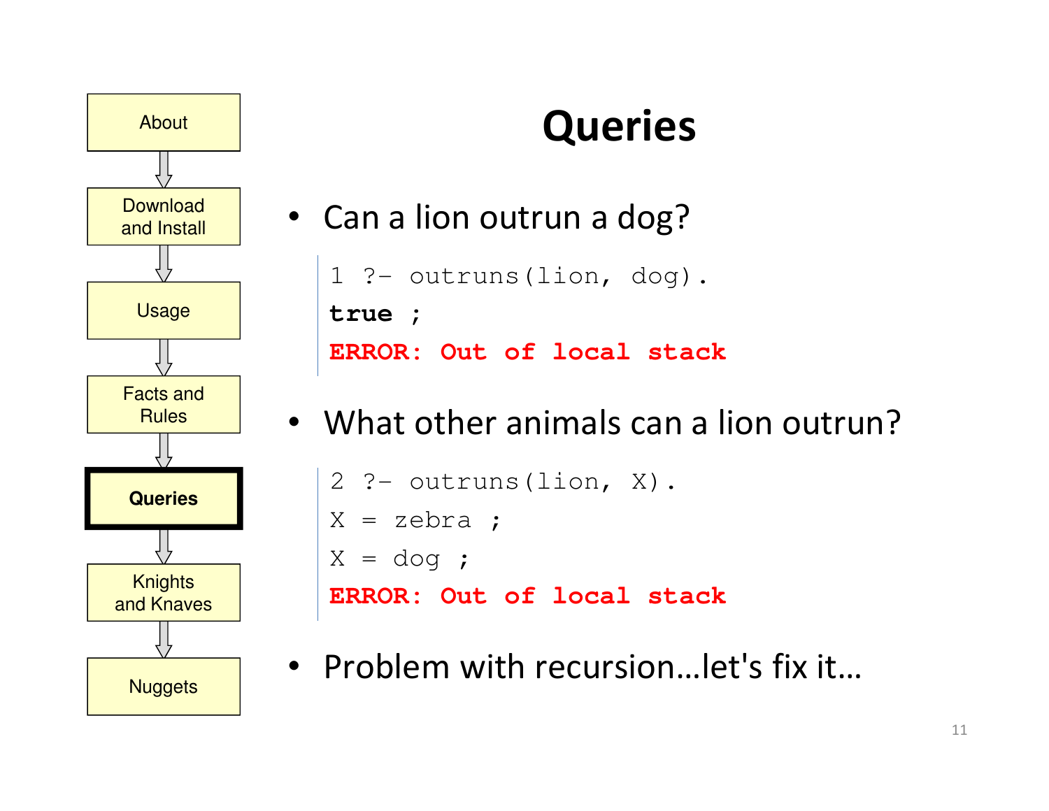- About
- Download and Install
- Usage
- Facts and Rules
- **Queries**
- Knights and Knaves
- Nuggets

# Queries

- Can a lion outrun a dog?

```
1 ?- outruns(lion, dog).
true ;
ERROR: Out of local stack
```

- What other animals can a lion outrun?

```
2 ?- outruns(lion, X).
X = zebra ;
X = dog ;
ERROR: Out of local stack
```

- Problem with recursion…let's fix it…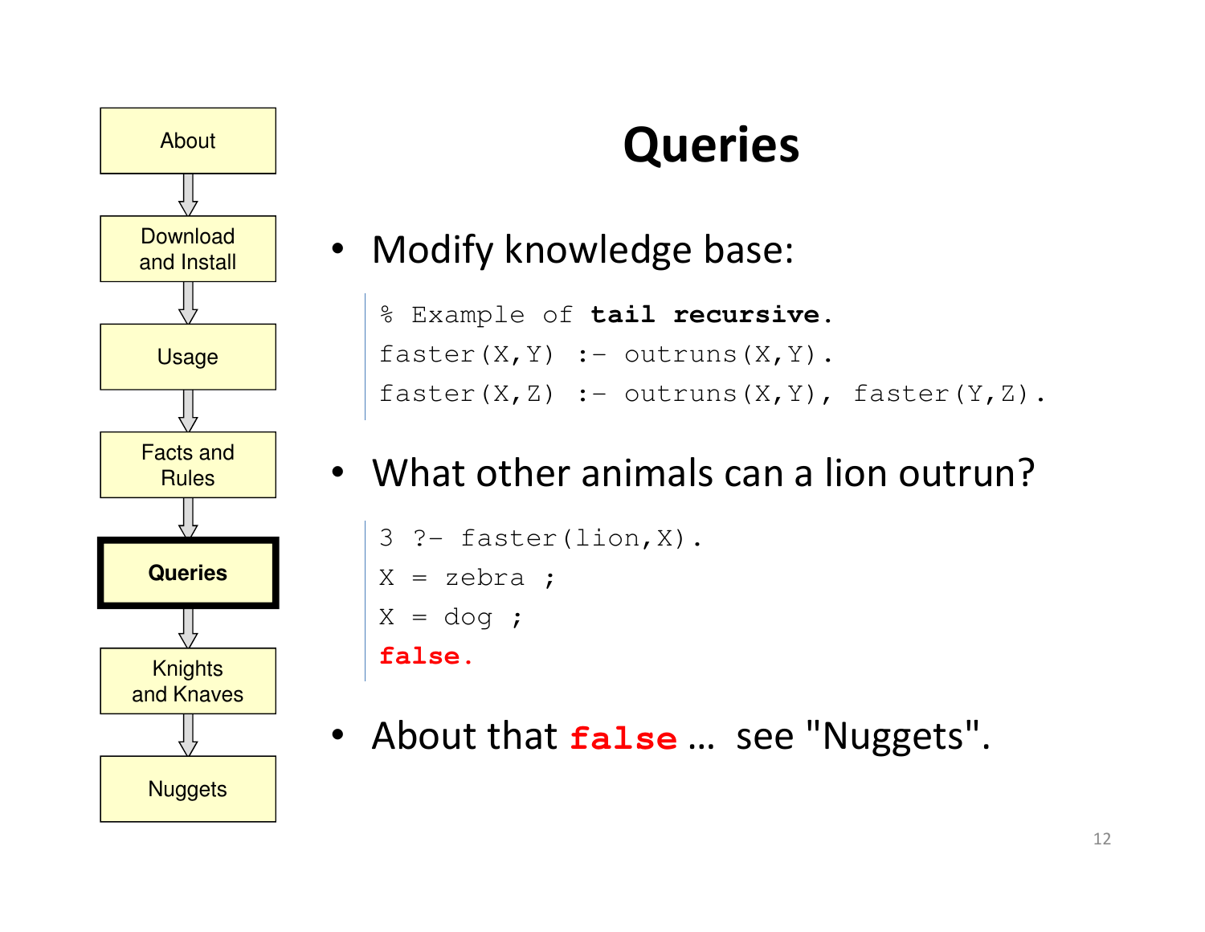- About
- Download and Install
- Usage
- Facts and Rules
- **Queries**
- Knights and Knaves
- Nuggets

# Queries

- Modify knowledge base:

```
% Example of tail recursive.
faster(X,Y) :- outruns(X,Y).
faster(X,Z) :- outruns(X,Y), faster(Y,Z).
```

- What other animals can a lion outrun?

```
3 ?- faster(lion,X).
X = zebra ;
X = dog ;
false.
```

- About that `false` … see "Nuggets".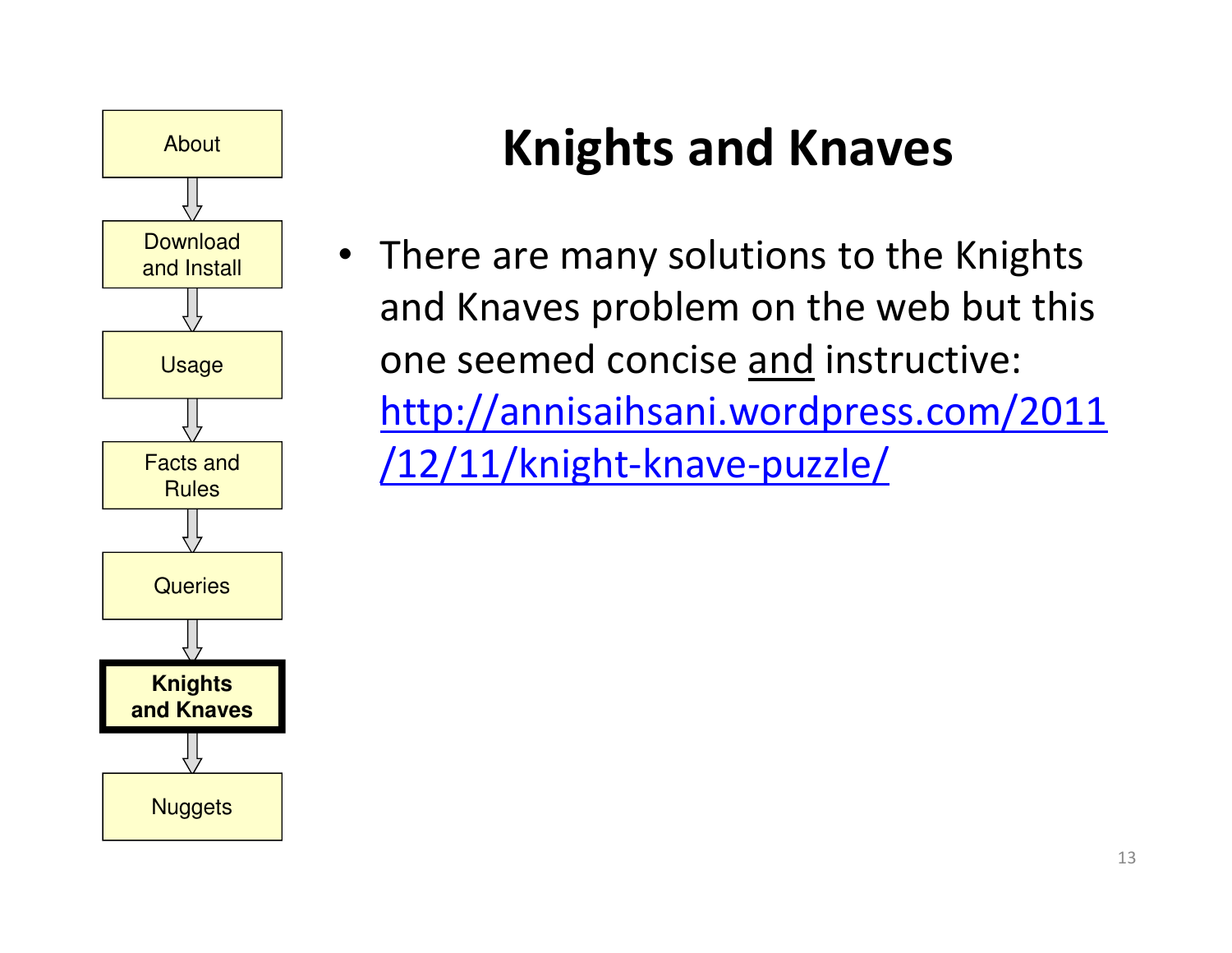About

Download and Install

Usage

Facts and Rules

Queries

**Knights and Knaves**

Nuggets

# Knights and Knaves

- There are many solutions to the Knights and Knaves problem on the web but this one seemed concise and instructive: http://annisaihsani.wordpress.com/2011/12/11/knight-knave-puzzle/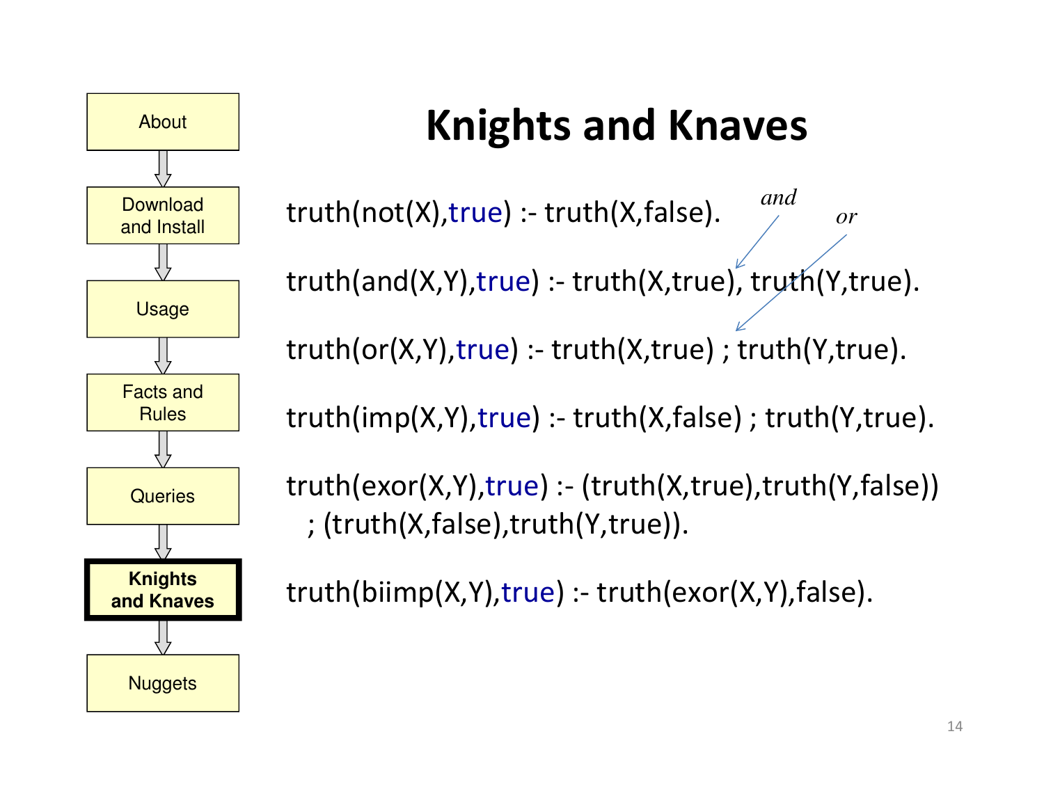# Knights and Knaves

```
truth(not(X),true) :- truth(X,false).

truth(and(X,Y),true) :- truth(X,true), truth(Y,true).

truth(or(X,Y),true) :- truth(X,true) ; truth(Y,true).

truth(imp(X,Y),true) :- truth(X,false) ; truth(Y,true).

truth(exor(X,Y),true) :- (truth(X,true),truth(Y,false))
    ; (truth(X,false),truth(Y,true)).

truth(biimp(X,Y),true) :- truth(exor(X,Y),false).
```

*and* → `,`

*or* → `;`

- About
- Download and Install
- Usage
- Facts and Rules
- Queries
- **Knights and Knaves**
- Nuggets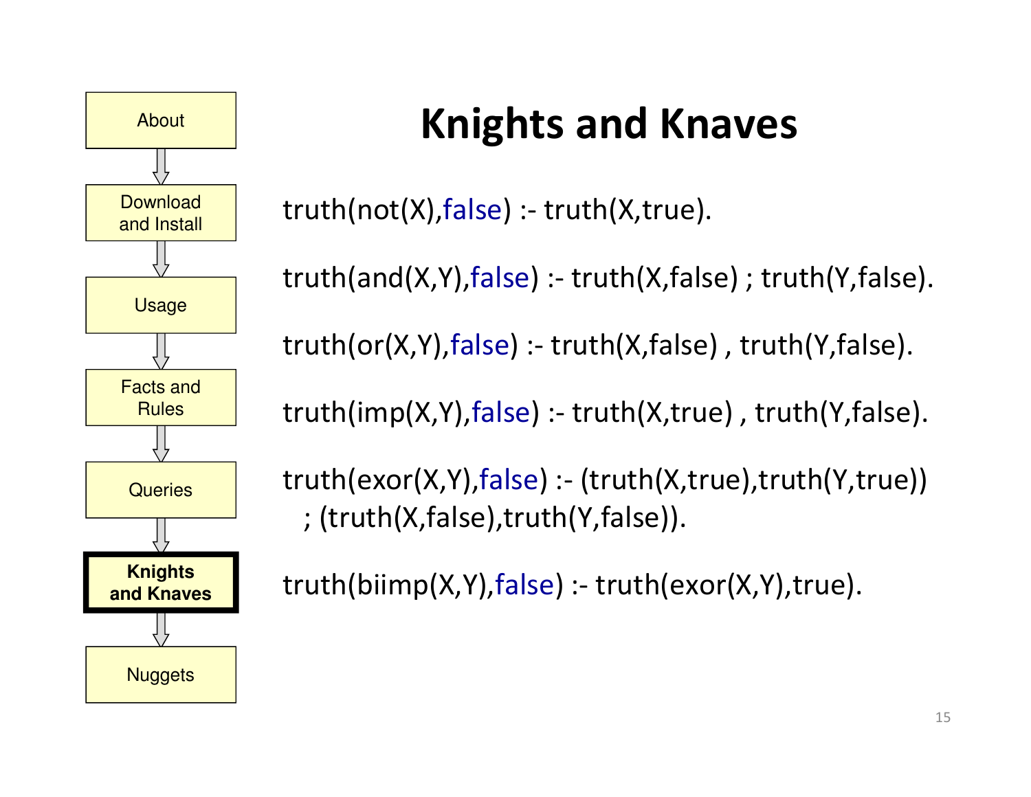# Knights and Knaves

```
truth(not(X),false) :- truth(X,true).

truth(and(X,Y),false) :- truth(X,false) ; truth(Y,false).

truth(or(X,Y),false) :- truth(X,false) , truth(Y,false).

truth(imp(X,Y),false) :- truth(X,true) , truth(Y,false).

truth(exor(X,Y),false) :- (truth(X,true),truth(Y,true))
  ; (truth(X,false),truth(Y,false)).

truth(biimp(X,Y),false) :- truth(exor(X,Y),true).
```

- About
- Download and Install
- Usage
- Facts and Rules
- Queries
- **Knights and Knaves**
- Nuggets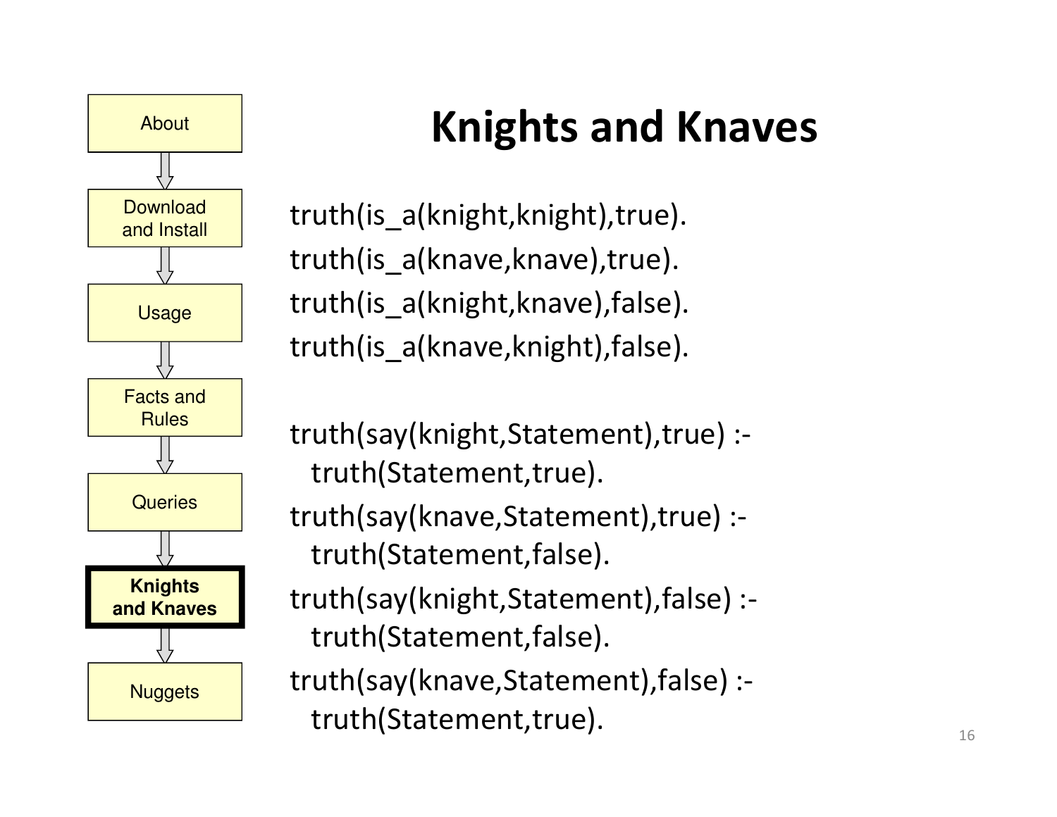# Knights and Knaves

About → Download and Install → Usage → Facts and Rules → Queries → **Knights and Knaves** → Nuggets

```
truth(is_a(knight,knight),true).
truth(is_a(knave,knave),true).
truth(is_a(knight,knave),false).
truth(is_a(knave,knight),false).

truth(say(knight,Statement),true) :-
  truth(Statement,true).
truth(say(knave,Statement),true) :-
  truth(Statement,false).
truth(say(knight,Statement),false) :-
  truth(Statement,false).
truth(say(knave,Statement),false) :-
  truth(Statement,true).
```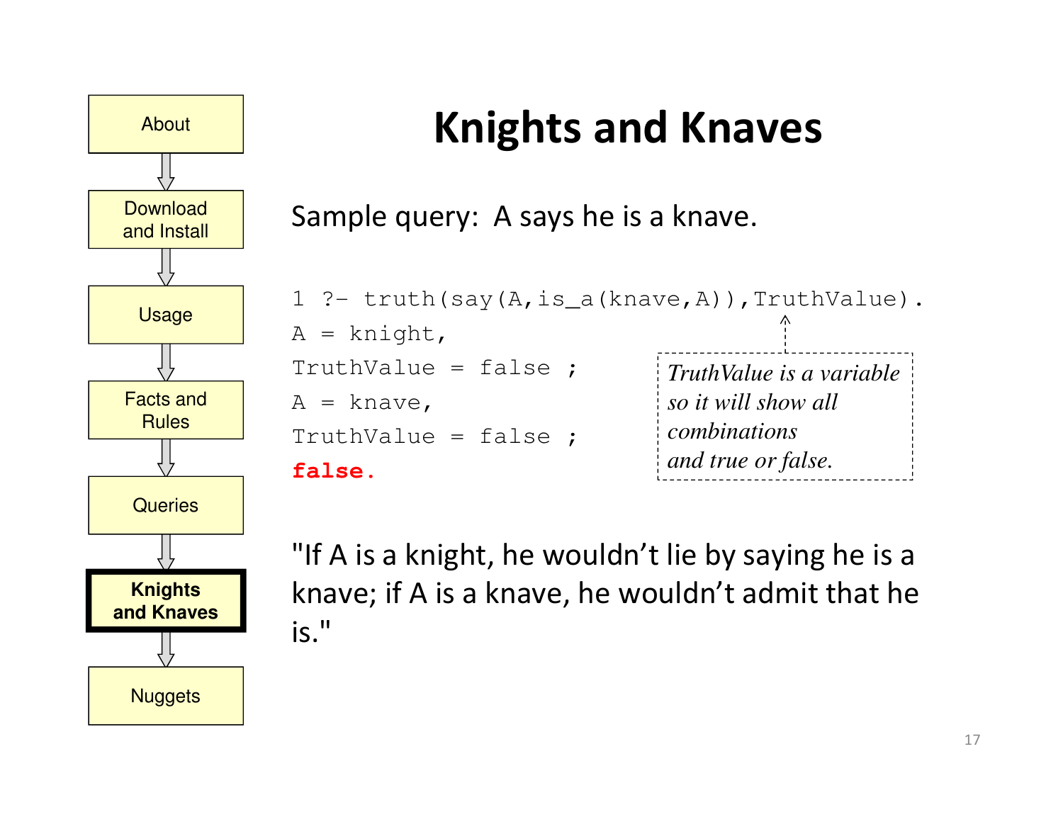About

Download and Install

Usage

Facts and Rules

Queries

**Knights and Knaves**

Nuggets

# Knights and Knaves

Sample query: A says he is a knave.

```
1 ?- truth(say(A,is_a(knave,A)),TruthValue).
A = knight,
TruthValue = false ;
A = knave,
TruthValue = false ;
false.
```

*TruthValue is a variable so it will show all combinations and true or false.*

"If A is a knight, he wouldn't lie by saying he is a knave; if A is a knave, he wouldn't admit that he is."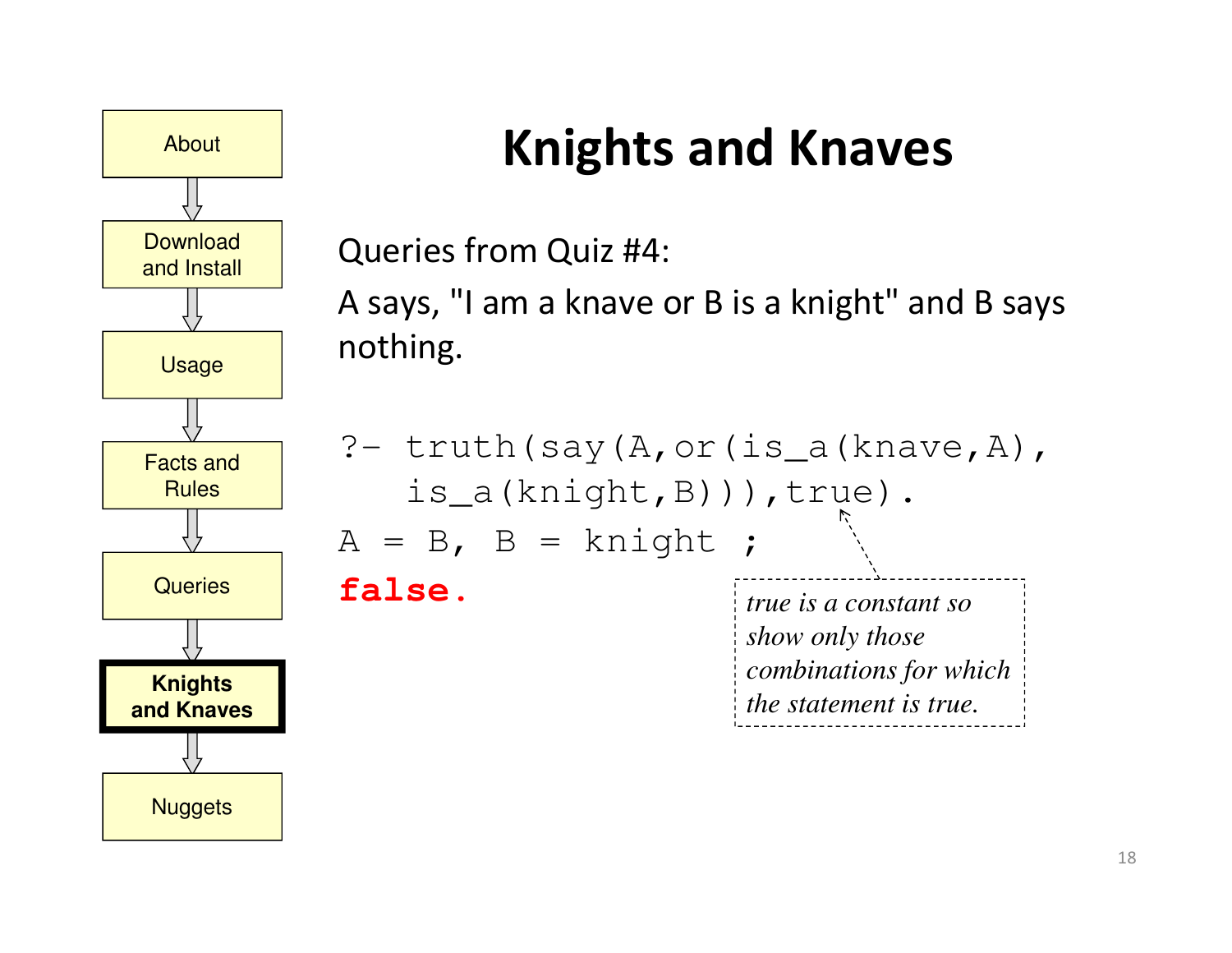About → Download and Install → Usage → Facts and Rules → Queries → **Knights and Knaves** → Nuggets

# Knights and Knaves

Queries from Quiz #4:

A says, "I am a knave or B is a knight" and B says nothing.

```
?- truth(say(A,or(is_a(knave,A),
   is_a(knight,B))),true).
A = B, B = knight ;
false.
```

*true is a constant so show only those combinations for which the statement is true.*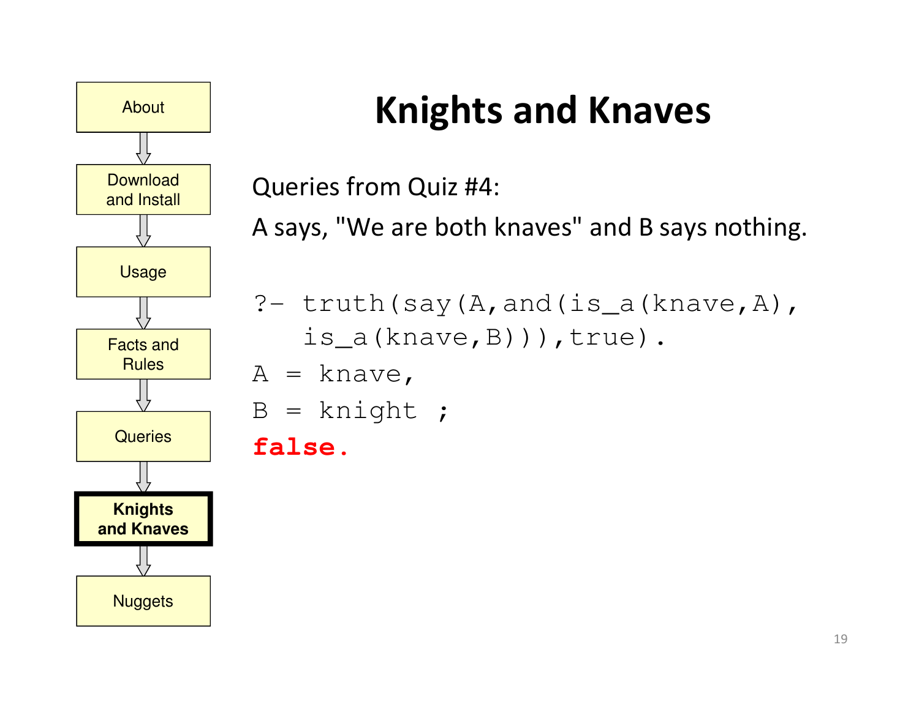# Knights and Knaves

Queries from Quiz #4:

A says, "We are both knaves" and B says nothing.

```
?- truth(say(A,and(is_a(knave,A),
   is_a(knave,B))),true).
A = knave,
B = knight ;
false.
```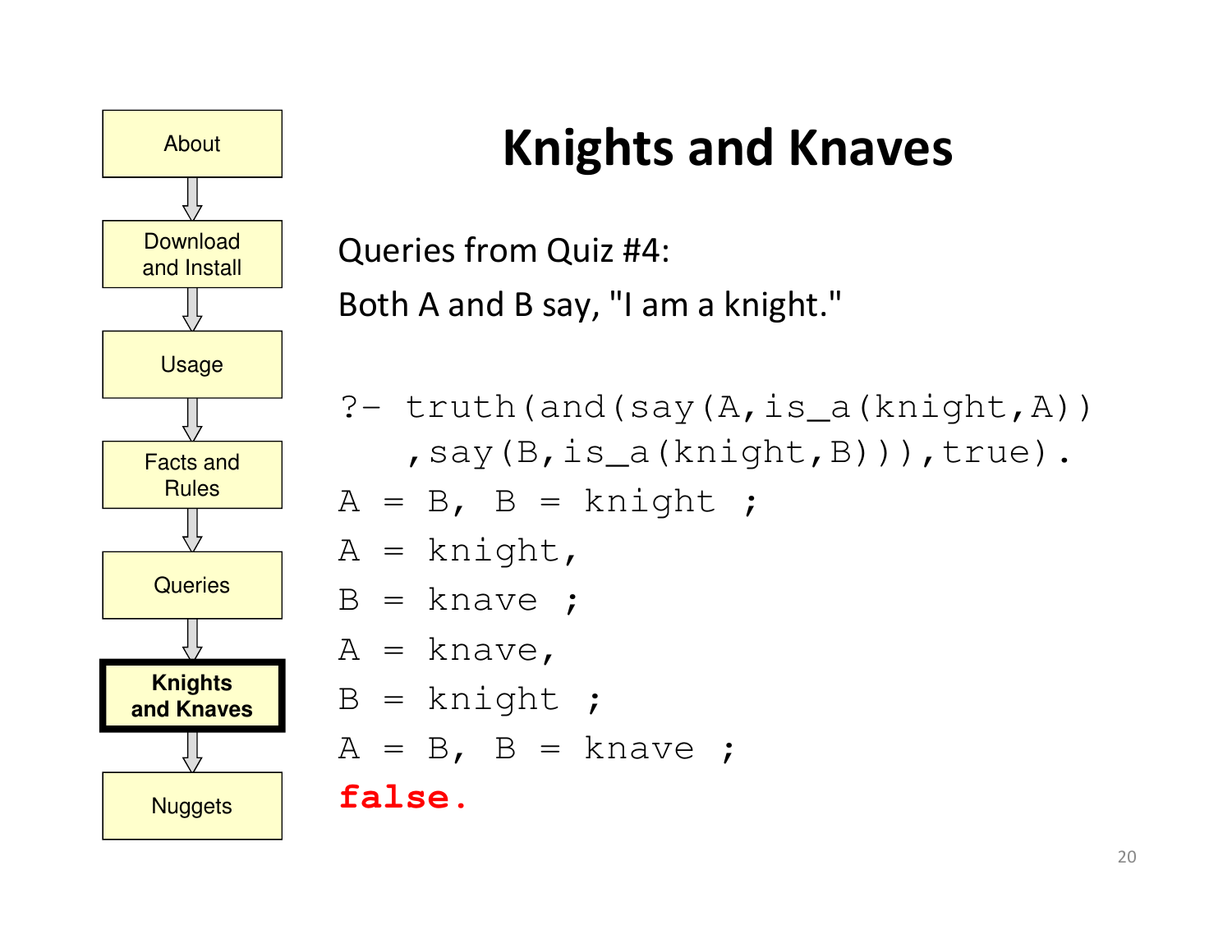About

Download and Install

Usage

Facts and Rules

Queries

**Knights and Knaves**

Nuggets

# Knights and Knaves

Queries from Quiz #4:

Both A and B say, "I am a knight."

```
?- truth(and(say(A,is_a(knight,A))
   ,say(B,is_a(knight,B))),true).
A = B, B = knight ;
A = knight,
B = knave ;
A = knave,
B = knight ;
A = B, B = knave ;
false.
```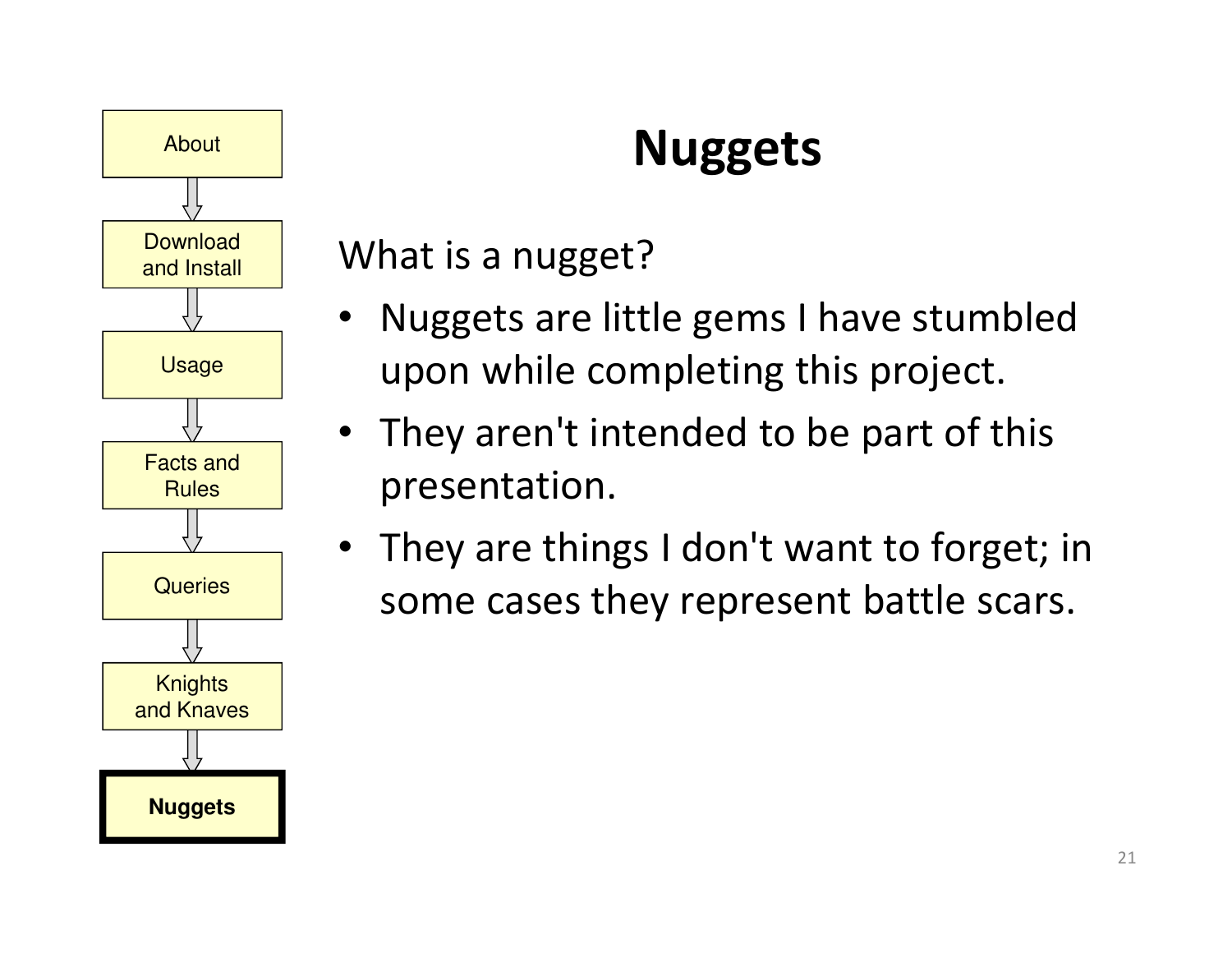About → Download and Install → Usage → Facts and Rules → Queries → Knights and Knaves → **Nuggets**

# Nuggets

What is a nugget?

- Nuggets are little gems I have stumbled upon while completing this project.
- They aren't intended to be part of this presentation.
- They are things I don't want to forget; in some cases they represent battle scars.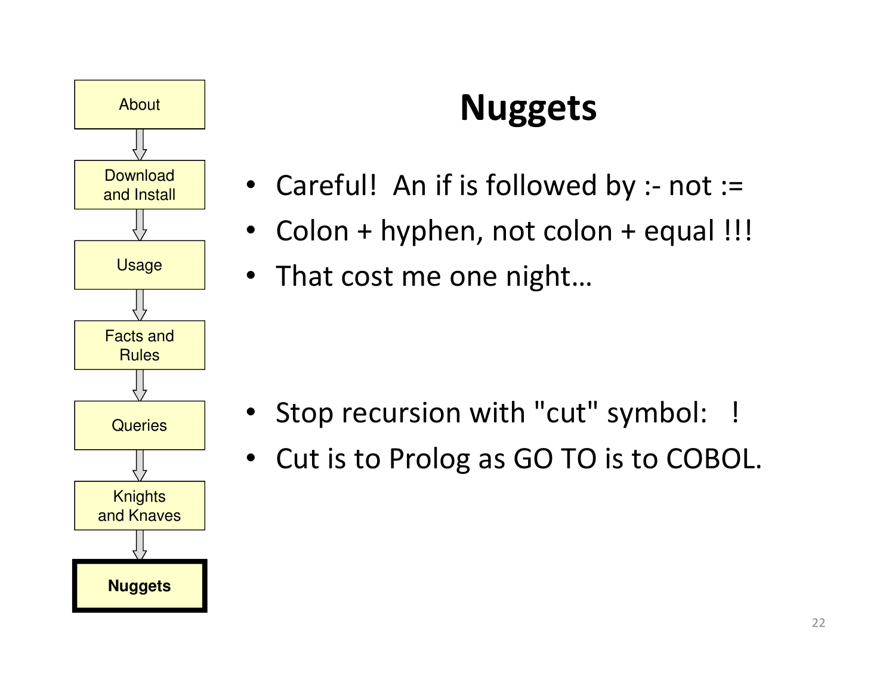- About
- Download and Install
- Usage
- Facts and Rules
- Queries
- Knights and Knaves
- **Nuggets**

# Nuggets

- Careful! An if is followed by :- not :=
- Colon + hyphen, not colon + equal !!!
- That cost me one night…

- Stop recursion with "cut" symbol: !
- Cut is to Prolog as GO TO is to COBOL.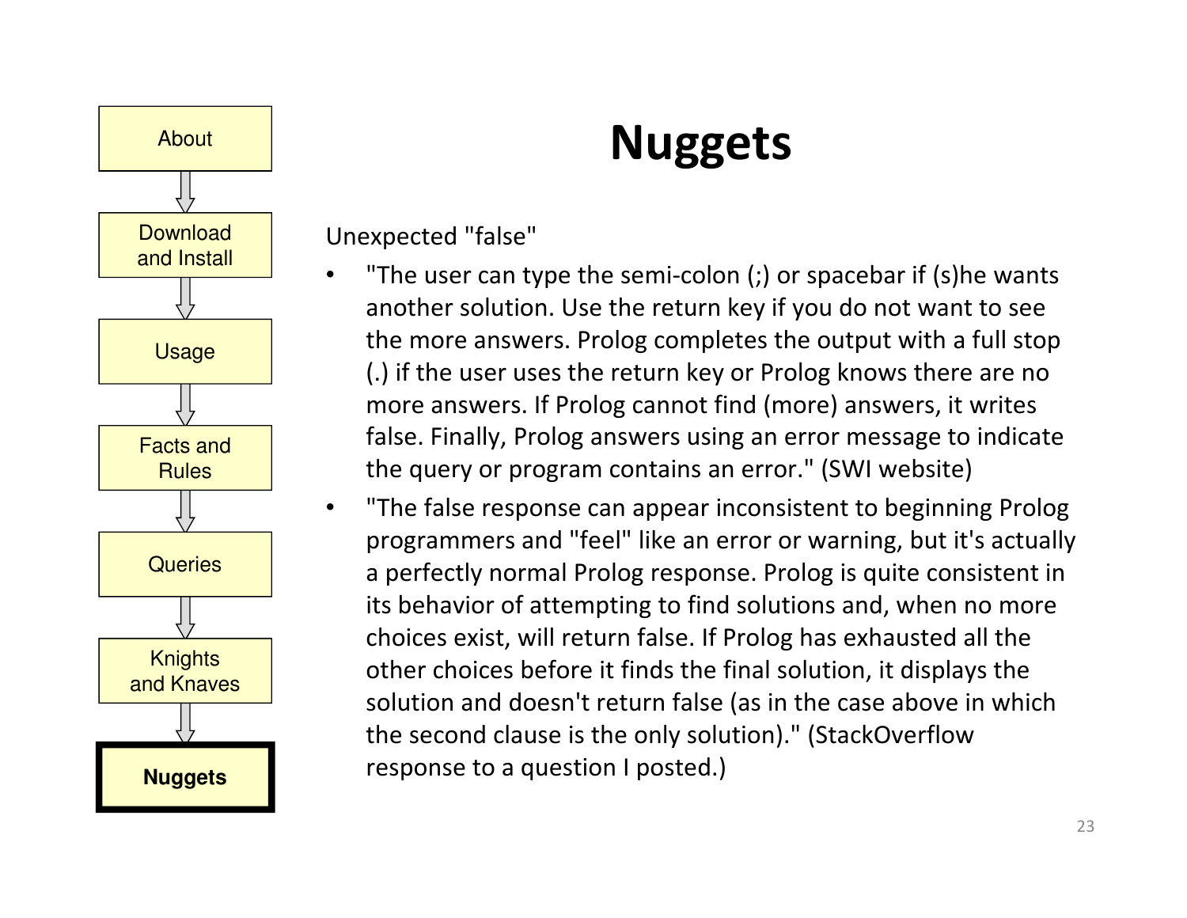About

Download and Install

Usage

Facts and Rules

Queries

Knights and Knaves

**Nuggets**

# Nuggets

Unexpected "false"

- "The user can type the semi-colon (;) or spacebar if (s)he wants another solution. Use the return key if you do not want to see the more answers. Prolog completes the output with a full stop (.) if the user uses the return key or Prolog knows there are no more answers. If Prolog cannot find (more) answers, it writes false. Finally, Prolog answers using an error message to indicate the query or program contains an error." (SWI website)
- "The false response can appear inconsistent to beginning Prolog programmers and "feel" like an error or warning, but it's actually a perfectly normal Prolog response. Prolog is quite consistent in its behavior of attempting to find solutions and, when no more choices exist, will return false. If Prolog has exhausted all the other choices before it finds the final solution, it displays the solution and doesn't return false (as in the case above in which the second clause is the only solution)." (StackOverflow response to a question I posted.)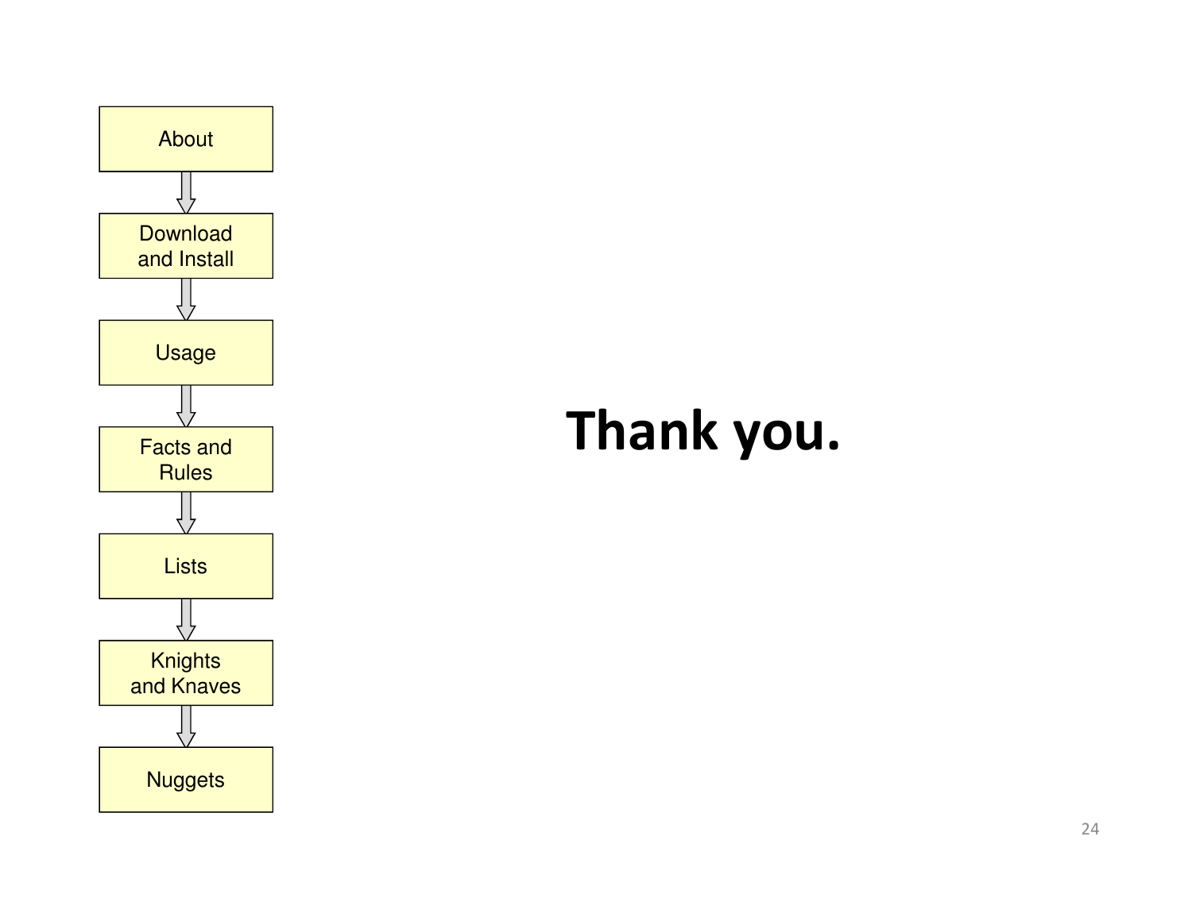About

Download and Install

Usage

Facts and Rules

Lists

Knights and Knaves

Nuggets

# Thank you.